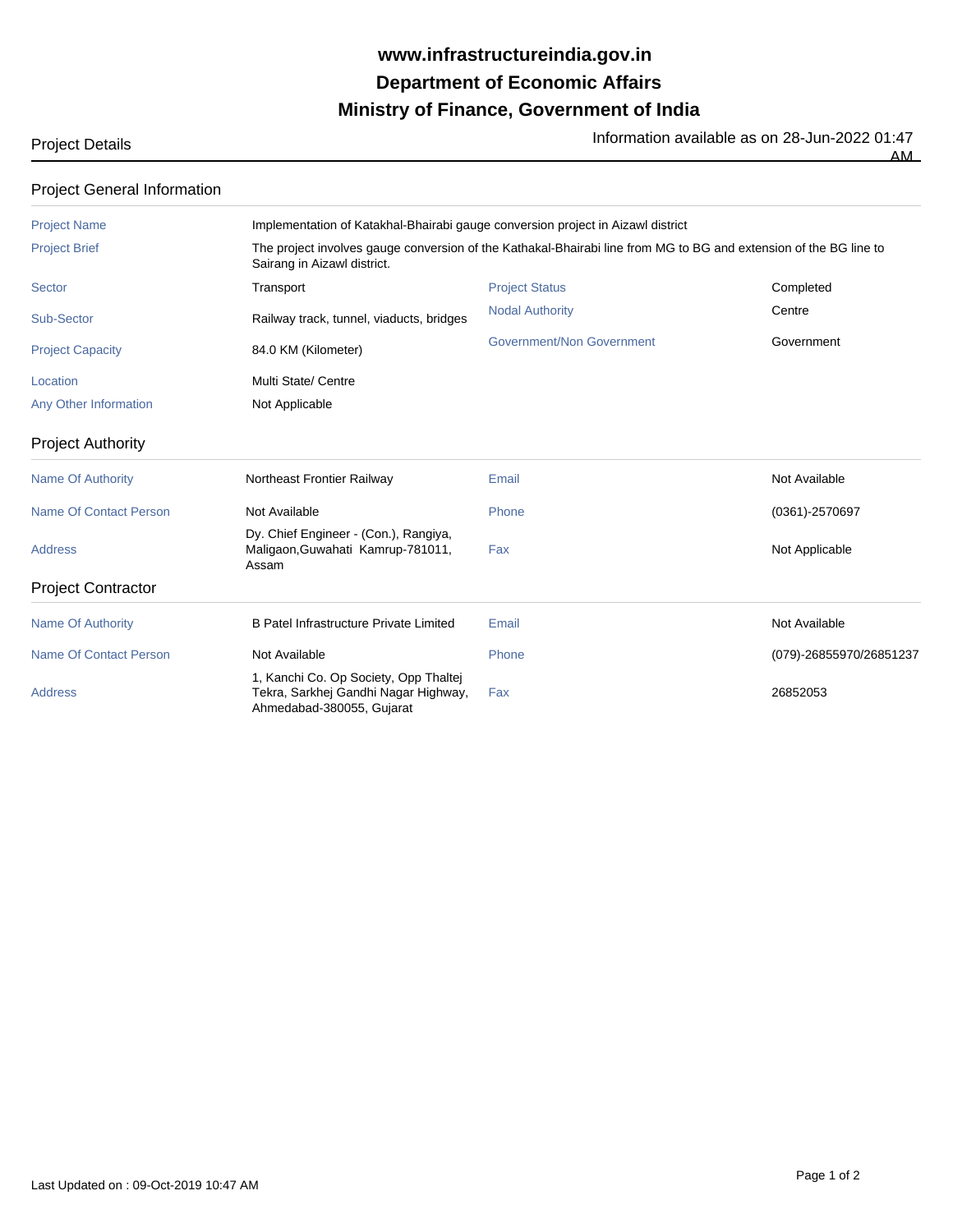# www.infrastructureindia.gov.in
# Department of Economic Affairs
# Ministry of Finance, Government of India

Project Details

Information available as on 28-Jun-2022 01:47 AM

## Project General Information

| | | | |
|---|---|---|---|
| Project Name | Implementation of Katakhal-Bhairabi gauge conversion project in Aizawl district | | |
| Project Brief | The project involves gauge conversion of the Kathakal-Bhairabi line from MG to BG and extension of the BG line to Sairang in Aizawl district. | | |
| Sector | Transport | Project Status | Completed |
| Sub-Sector | Railway track, tunnel, viaducts, bridges | Nodal Authority | Centre |
| Project Capacity | 84.0 KM (Kilometer) | Government/Non Government | Government |
| Location | Multi State/ Centre | | |
| Any Other Information | Not Applicable | | |

## Project Authority

| | | | |
|---|---|---|---|
| Name Of Authority | Northeast Frontier Railway | Email | Not Available |
| Name Of Contact Person | Not Available | Phone | (0361)-2570697 |
| Address | Dy. Chief Engineer - (Con.), Rangiya, Maligaon,Guwahati Kamrup-781011, Assam | Fax | Not Applicable |

## Project Contractor

| | | | |
|---|---|---|---|
| Name Of Authority | B Patel Infrastructure Private Limited | Email | Not Available |
| Name Of Contact Person | Not Available | Phone | (079)-26855970/26851237 |
| Address | 1, Kanchi Co. Op Society, Opp Thaltej Tekra, Sarkhej Gandhi Nagar Highway, Ahmedabad-380055, Gujarat | Fax | 26852053 |

Last Updated on : 09-Oct-2019 10:47 AM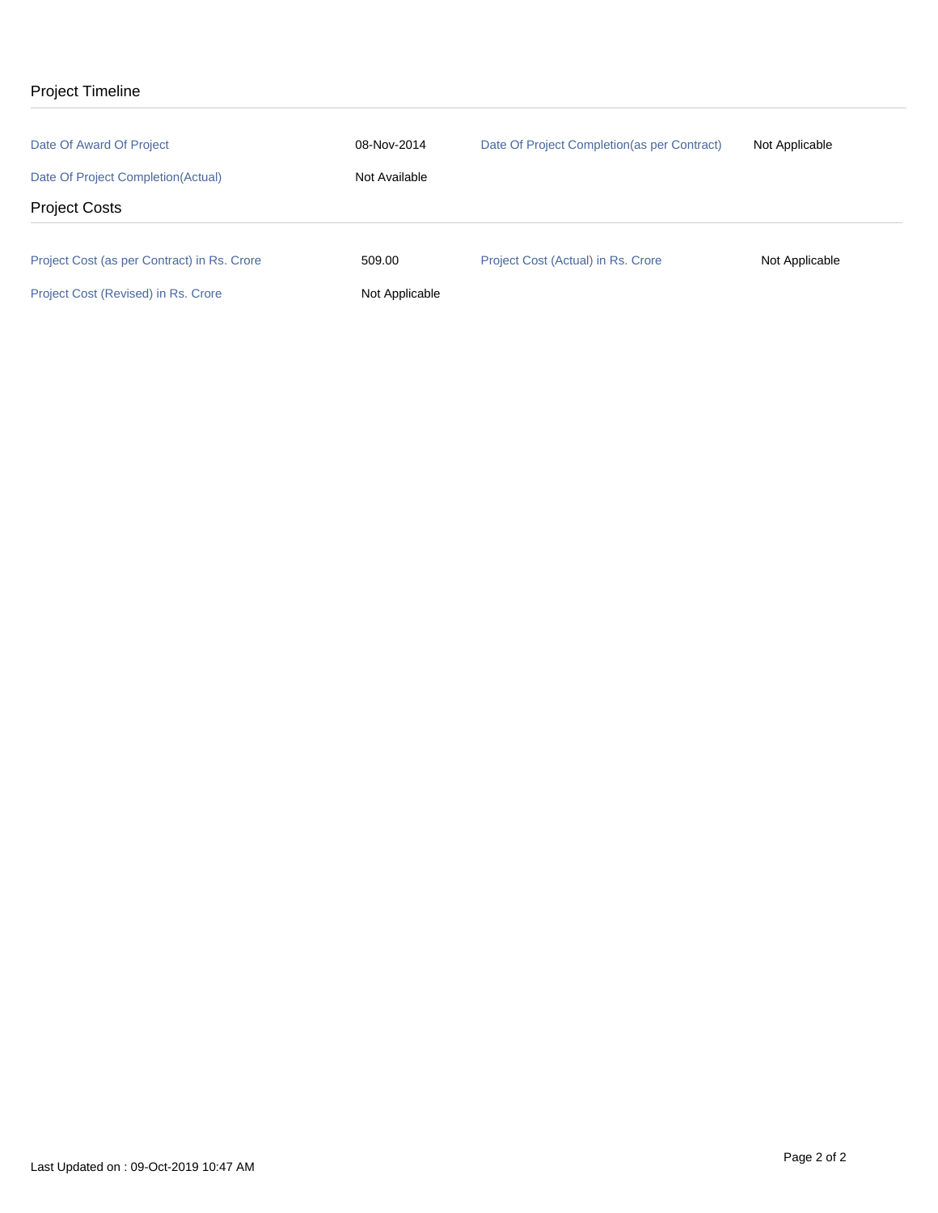## Project Timeline

| | | | |
|---|---|---|---|
| Date Of Award Of Project | 08-Nov-2014 | Date Of Project Completion(as per Contract) | Not Applicable |
| Date Of Project Completion(Actual) | Not Available | | |

## Project Costs

| | | | |
|---|---|---|---|
| Project Cost (as per Contract) in Rs. Crore | 509.00 | Project Cost (Actual) in Rs. Crore | Not Applicable |
| Project Cost (Revised) in Rs. Crore | Not Applicable | | |

Last Updated on : 09-Oct-2019 10:47 AM